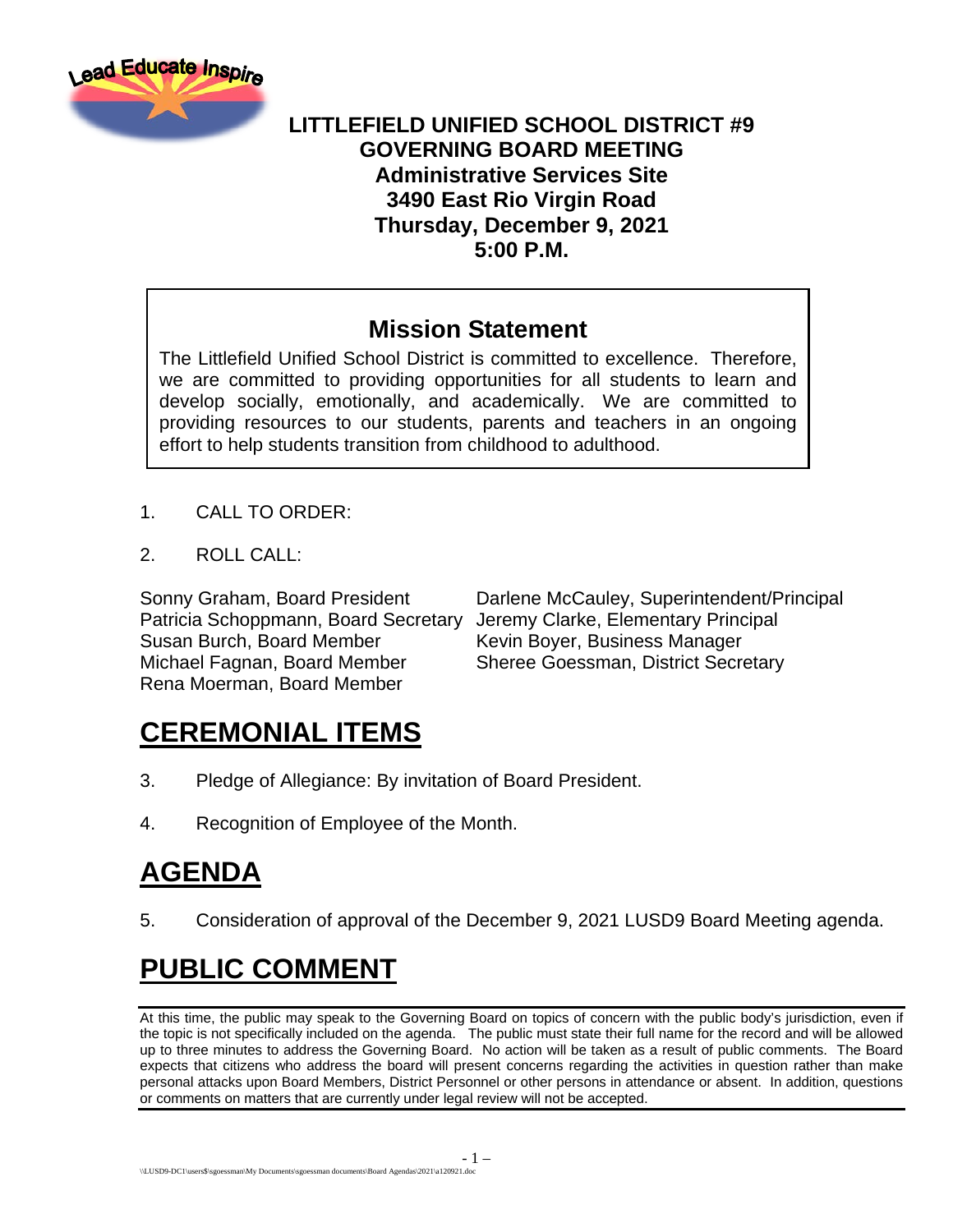**LITTLEFIELD UNIFIED SCHOOL DISTRICT #9**
**GOVERNING BOARD MEETING**
**Administrative Services Site**
**3490 East Rio Virgin Road**
**Thursday, December 9, 2021**
**5:00 P.M.**

## Mission Statement

The Littlefield Unified School District is committed to excellence. Therefore, we are committed to providing opportunities for all students to learn and develop socially, emotionally, and academically. We are committed to providing resources to our students, parents and teachers in an ongoing effort to help students transition from childhood to adulthood.

1. CALL TO ORDER:

2. ROLL CALL:

Sonny Graham, Board President
Patricia Schoppmann, Board Secretary
Susan Burch, Board Member
Michael Fagnan, Board Member
Rena Moerman, Board Member

Darlene McCauley, Superintendent/Principal
Jeremy Clarke, Elementary Principal
Kevin Boyer, Business Manager
Sheree Goessman, District Secretary

# CEREMONIAL ITEMS

3. Pledge of Allegiance: By invitation of Board President.

4. Recognition of Employee of the Month.

# AGENDA

5. Consideration of approval of the December 9, 2021 LUSD9 Board Meeting agenda.

# PUBLIC COMMENT

At this time, the public may speak to the Governing Board on topics of concern with the public body's jurisdiction, even if the topic is not specifically included on the agenda. The public must state their full name for the record and will be allowed up to three minutes to address the Governing Board. No action will be taken as a result of public comments. The Board expects that citizens who address the board will present concerns regarding the activities in question rather than make personal attacks upon Board Members, District Personnel or other persons in attendance or absent. In addition, questions or comments on matters that are currently under legal review will not be accepted.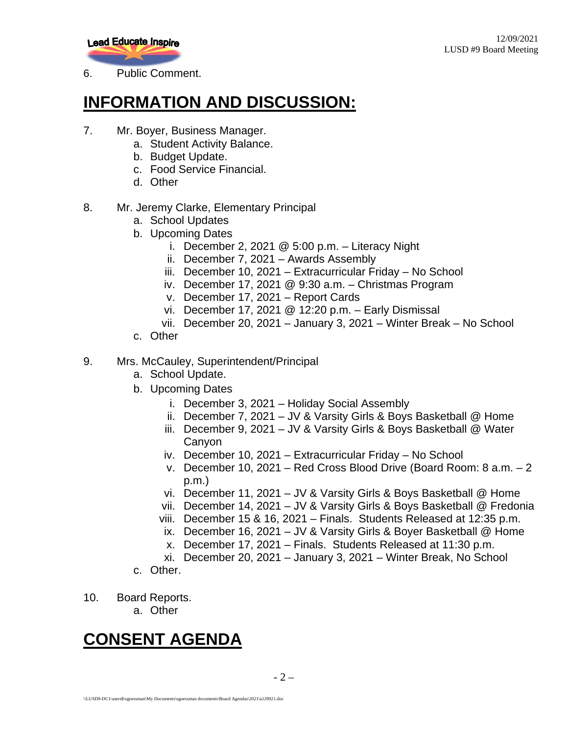6. Public Comment.

# INFORMATION AND DISCUSSION:

7. Mr. Boyer, Business Manager.
   a. Student Activity Balance.
   b. Budget Update.
   c. Food Service Financial.
   d. Other

8. Mr. Jeremy Clarke, Elementary Principal
   a. School Updates
   b. Upcoming Dates
      i. December 2, 2021 @ 5:00 p.m. – Literacy Night
      ii. December 7, 2021 – Awards Assembly
      iii. December 10, 2021 – Extracurricular Friday – No School
      iv. December 17, 2021 @ 9:30 a.m. – Christmas Program
      v. December 17, 2021 – Report Cards
      vi. December 17, 2021 @ 12:20 p.m. – Early Dismissal
      vii. December 20, 2021 – January 3, 2021 – Winter Break – No School
   c. Other

9. Mrs. McCauley, Superintendent/Principal
   a. School Update.
   b. Upcoming Dates
      i. December 3, 2021 – Holiday Social Assembly
      ii. December 7, 2021 – JV & Varsity Girls & Boys Basketball @ Home
      iii. December 9, 2021 – JV & Varsity Girls & Boys Basketball @ Water Canyon
      iv. December 10, 2021 – Extracurricular Friday – No School
      v. December 10, 2021 – Red Cross Blood Drive (Board Room: 8 a.m. – 2 p.m.)
      vi. December 11, 2021 – JV & Varsity Girls & Boys Basketball @ Home
      vii. December 14, 2021 – JV & Varsity Girls & Boys Basketball @ Fredonia
      viii. December 15 & 16, 2021 – Finals. Students Released at 12:35 p.m.
      ix. December 16, 2021 – JV & Varsity Girls & Boyer Basketball @ Home
      x. December 17, 2021 – Finals. Students Released at 11:30 p.m.
      xi. December 20, 2021 – January 3, 2021 – Winter Break, No School
   c. Other.

10. Board Reports.
    a. Other

# CONSENT AGENDA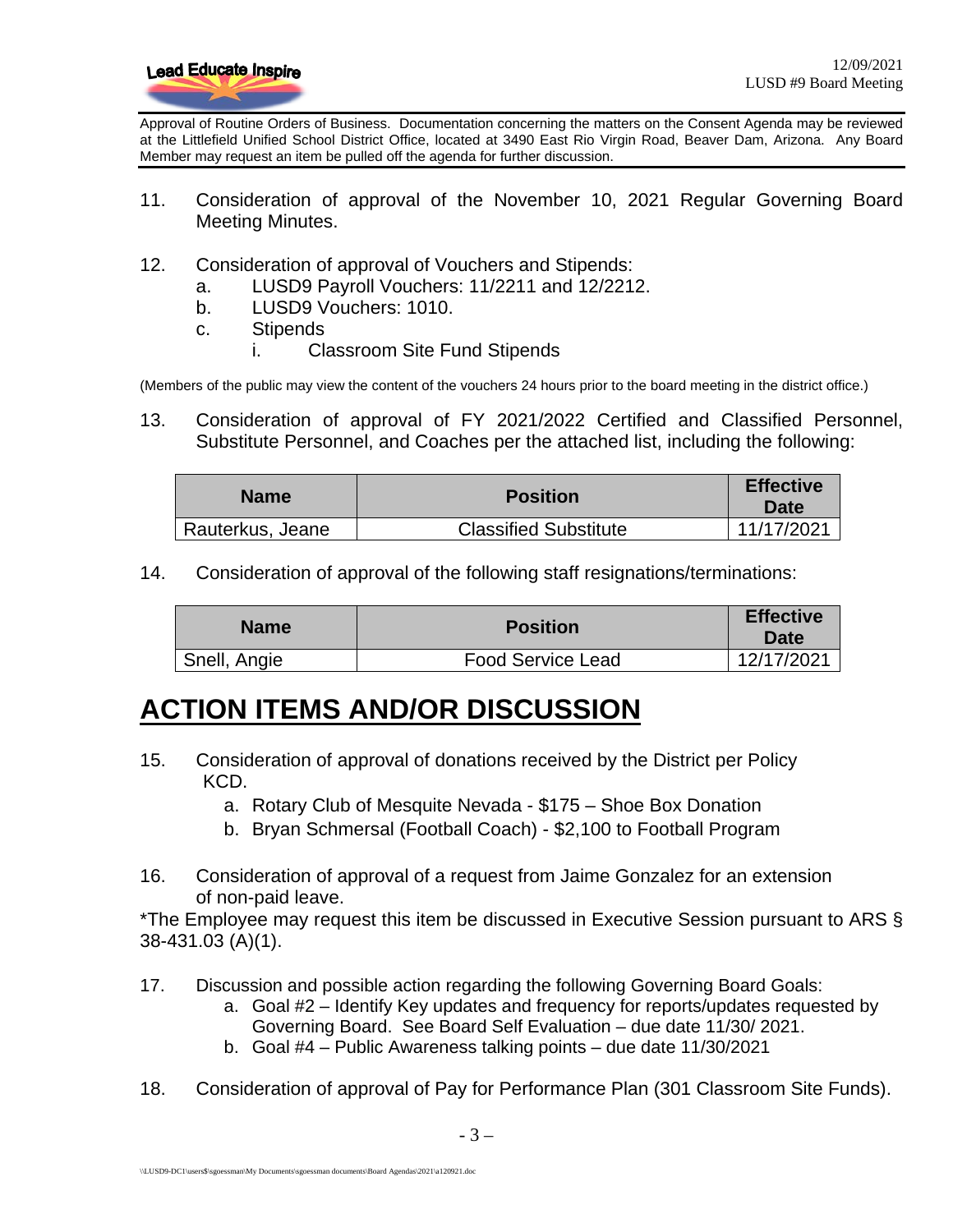Approval of Routine Orders of Business. Documentation concerning the matters on the Consent Agenda may be reviewed at the Littlefield Unified School District Office, located at 3490 East Rio Virgin Road, Beaver Dam, Arizona. Any Board Member may request an item be pulled off the agenda for further discussion.

11. Consideration of approval of the November 10, 2021 Regular Governing Board Meeting Minutes.

12. Consideration of approval of Vouchers and Stipends:
    a. LUSD9 Payroll Vouchers: 11/2211 and 12/2212.
    b. LUSD9 Vouchers: 1010.
    c. Stipends
        i. Classroom Site Fund Stipends

(Members of the public may view the content of the vouchers 24 hours prior to the board meeting in the district office.)

13. Consideration of approval of FY 2021/2022 Certified and Classified Personnel, Substitute Personnel, and Coaches per the attached list, including the following:

| Name | Position | Effective Date |
|---|---|---|
| Rauterkus, Jeane | Classified Substitute | 11/17/2021 |

14. Consideration of approval of the following staff resignations/terminations:

| Name | Position | Effective Date |
|---|---|---|
| Snell, Angie | Food Service Lead | 12/17/2021 |

# ACTION ITEMS AND/OR DISCUSSION

15. Consideration of approval of donations received by the District per Policy KCD.
    a. Rotary Club of Mesquite Nevada - $175 – Shoe Box Donation
    b. Bryan Schmersal (Football Coach) - $2,100 to Football Program

16. Consideration of approval of a request from Jaime Gonzalez for an extension of non-paid leave.

*The Employee may request this item be discussed in Executive Session pursuant to ARS § 38-431.03 (A)(1).

17. Discussion and possible action regarding the following Governing Board Goals:
    a. Goal #2 – Identify Key updates and frequency for reports/updates requested by Governing Board. See Board Self Evaluation – due date 11/30/ 2021.
    b. Goal #4 – Public Awareness talking points – due date 11/30/2021

18. Consideration of approval of Pay for Performance Plan (301 Classroom Site Funds).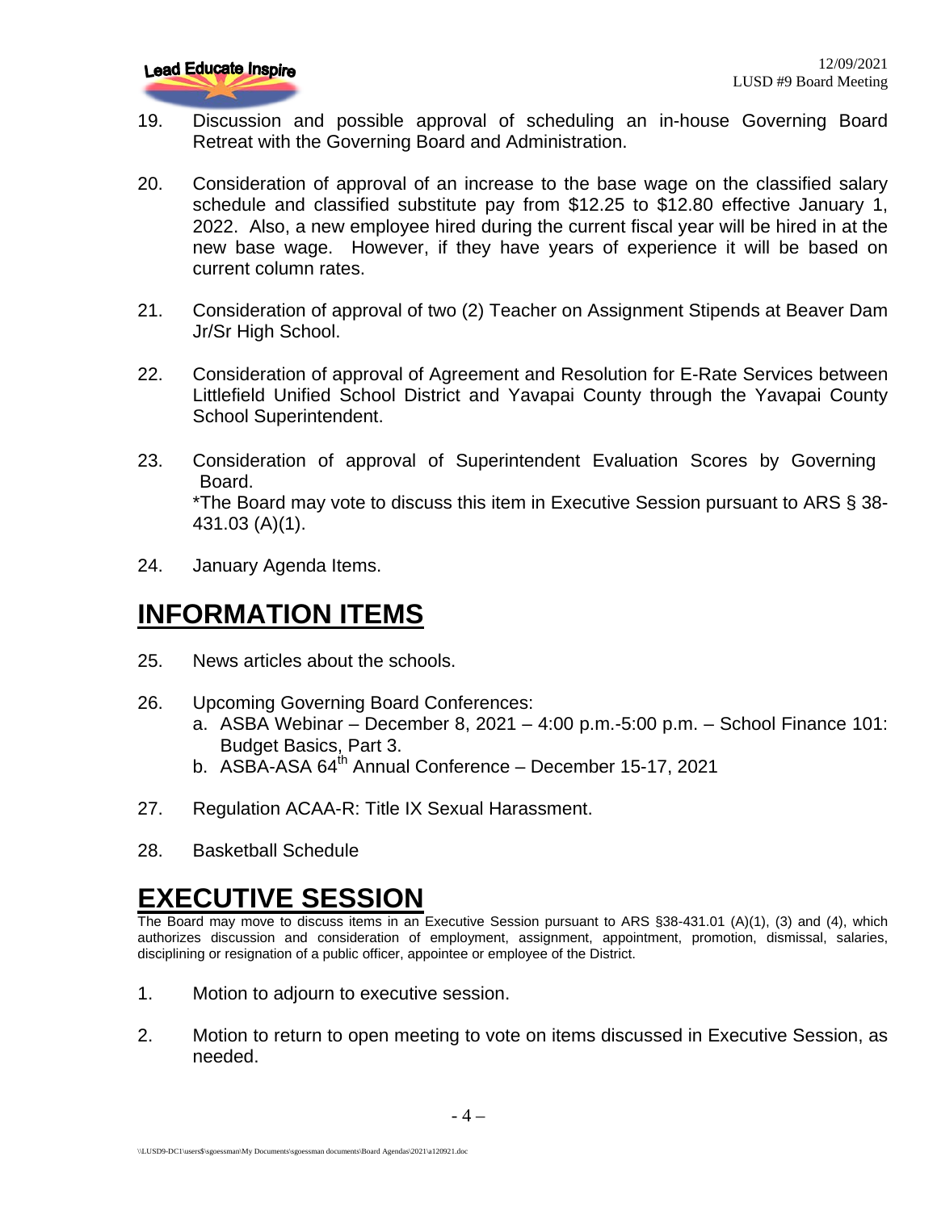19. Discussion and possible approval of scheduling an in-house Governing Board Retreat with the Governing Board and Administration.

20. Consideration of approval of an increase to the base wage on the classified salary schedule and classified substitute pay from $12.25 to $12.80 effective January 1, 2022. Also, a new employee hired during the current fiscal year will be hired in at the new base wage. However, if they have years of experience it will be based on current column rates.

21. Consideration of approval of two (2) Teacher on Assignment Stipends at Beaver Dam Jr/Sr High School.

22. Consideration of approval of Agreement and Resolution for E-Rate Services between Littlefield Unified School District and Yavapai County through the Yavapai County School Superintendent.

23. Consideration of approval of Superintendent Evaluation Scores by Governing Board.
    *The Board may vote to discuss this item in Executive Session pursuant to ARS § 38-431.03 (A)(1).

24. January Agenda Items.

# INFORMATION ITEMS

25. News articles about the schools.

26. Upcoming Governing Board Conferences:
    a. ASBA Webinar – December 8, 2021 – 4:00 p.m.-5:00 p.m. – School Finance 101: Budget Basics, Part 3.
    b. ASBA-ASA 64th Annual Conference – December 15-17, 2021

27. Regulation ACAA-R: Title IX Sexual Harassment.

28. Basketball Schedule

# EXECUTIVE SESSION

The Board may move to discuss items in an Executive Session pursuant to ARS §38-431.01 (A)(1), (3) and (4), which authorizes discussion and consideration of employment, assignment, appointment, promotion, dismissal, salaries, disciplining or resignation of a public officer, appointee or employee of the District.

1. Motion to adjourn to executive session.

2. Motion to return to open meeting to vote on items discussed in Executive Session, as needed.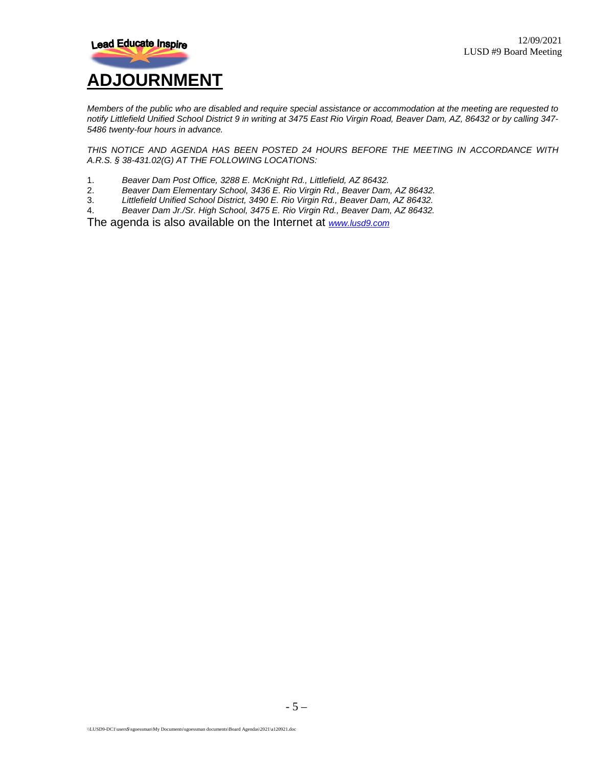# ADJOURNMENT

*Members of the public who are disabled and require special assistance or accommodation at the meeting are requested to notify Littlefield Unified School District 9 in writing at 3475 East Rio Virgin Road, Beaver Dam, AZ, 86432 or by calling 347-5486 twenty-four hours in advance.*

*THIS NOTICE AND AGENDA HAS BEEN POSTED 24 HOURS BEFORE THE MEETING IN ACCORDANCE WITH A.R.S. § 38-431.02(G) AT THE FOLLOWING LOCATIONS:*

1. *Beaver Dam Post Office, 3288 E. McKnight Rd., Littlefield, AZ 86432.*
2. *Beaver Dam Elementary School, 3436 E. Rio Virgin Rd., Beaver Dam, AZ 86432.*
3. *Littlefield Unified School District, 3490 E. Rio Virgin Rd., Beaver Dam, AZ 86432.*
4. *Beaver Dam Jr./Sr. High School, 3475 E. Rio Virgin Rd., Beaver Dam, AZ 86432.*

The agenda is also available on the Internet at *www.lusd9.com*